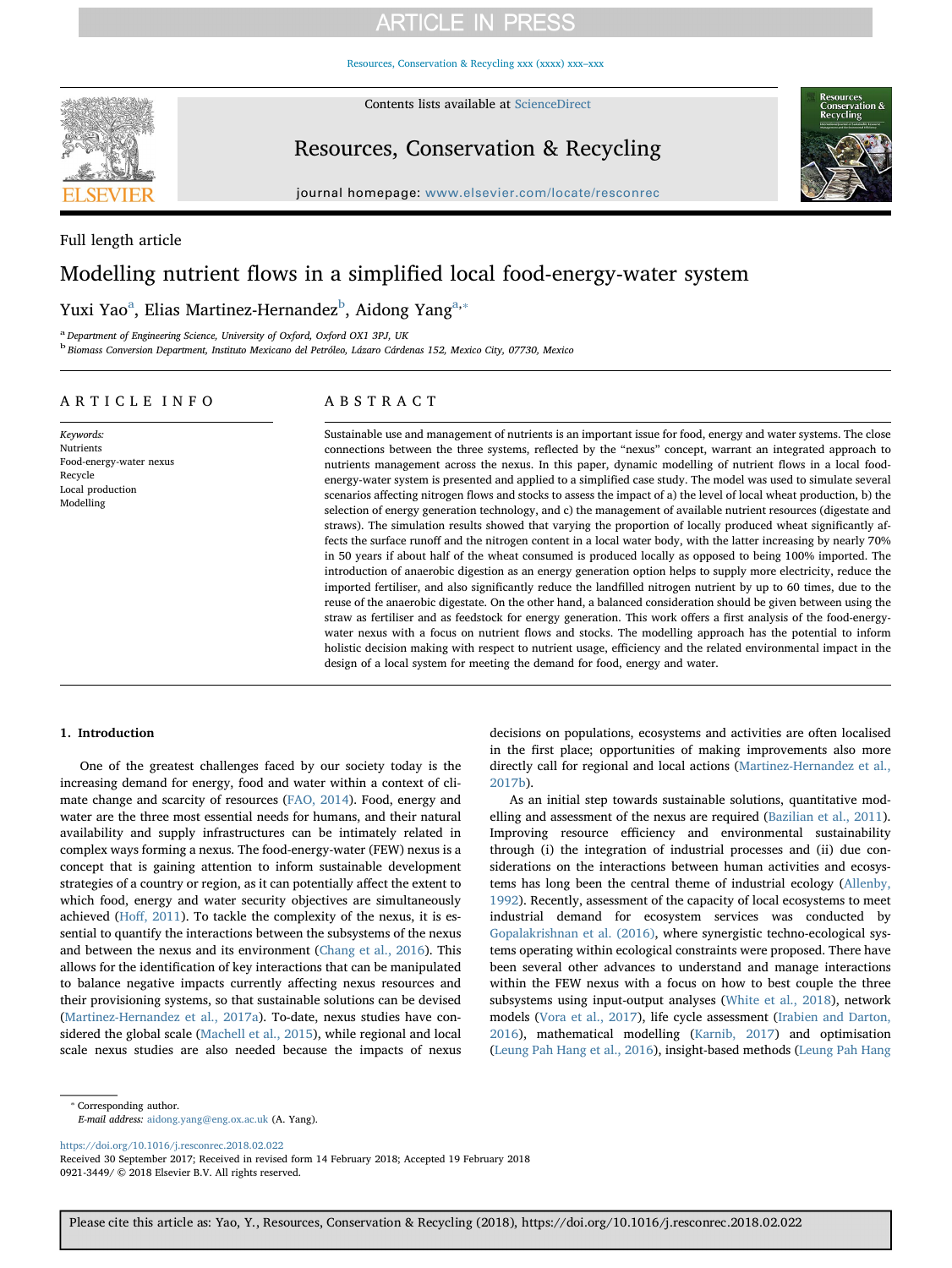Full length article

# Modelling nutrient flows in a simplified local food-energy-water system

Yuxi Yao[a], Elias Martinez-Hernandez[b], Aidong Yang[a,*]

[a] Department of Engineering Science, University of Oxford, Oxford OX1 3PJ, UK

[b] Biomass Conversion Department, Instituto Mexicano del Petróleo, Lázaro Cárdenas 152, Mexico City, 07730, Mexico

## ARTICLE INFO

*Keywords:*
Nutrients
Food-energy-water nexus
Recycle
Local production
Modelling

## ABSTRACT

Sustainable use and management of nutrients is an important issue for food, energy and water systems. The close connections between the three systems, reflected by the "nexus" concept, warrant an integrated approach to nutrients management across the nexus. In this paper, dynamic modelling of nutrient flows in a local food-energy-water system is presented and applied to a simplified case study. The model was used to simulate several scenarios affecting nitrogen flows and stocks to assess the impact of a) the level of local wheat production, b) the selection of energy generation technology, and c) the management of available nutrient resources (digestate and straws). The simulation results showed that varying the proportion of locally produced wheat significantly affects the surface runoff and the nitrogen content in a local water body, with the latter increasing by nearly 70% in 50 years if about half of the wheat consumed is produced locally as opposed to being 100% imported. The introduction of anaerobic digestion as an energy generation option helps to supply more electricity, reduce the imported fertiliser, and also significantly reduce the landfilled nitrogen nutrient by up to 60 times, due to the reuse of the anaerobic digestate. On the other hand, a balanced consideration should be given between using the straw as fertiliser and as feedstock for energy generation. This work offers a first analysis of the food-energy-water nexus with a focus on nutrient flows and stocks. The modelling approach has the potential to inform holistic decision making with respect to nutrient usage, efficiency and the related environmental impact in the design of a local system for meeting the demand for food, energy and water.

## 1. Introduction

One of the greatest challenges faced by our society today is the increasing demand for energy, food and water within a context of climate change and scarcity of resources (FAO, 2014). Food, energy and water are the three most essential needs for humans, and their natural availability and supply infrastructures can be intimately related in complex ways forming a nexus. The food-energy-water (FEW) nexus is a concept that is gaining attention to inform sustainable development strategies of a country or region, as it can potentially affect the extent to which food, energy and water security objectives are simultaneously achieved (Hoff, 2011). To tackle the complexity of the nexus, it is essential to quantify the interactions between the subsystems of the nexus and between the nexus and its environment (Chang et al., 2016). This allows for the identification of key interactions that can be manipulated to balance negative impacts currently affecting nexus resources and their provisioning systems, so that sustainable solutions can be devised (Martinez-Hernandez et al., 2017a). To-date, nexus studies have considered the global scale (Machell et al., 2015), while regional and local scale nexus studies are also needed because the impacts of nexus decisions on populations, ecosystems and activities are often localised in the first place; opportunities of making improvements also more directly call for regional and local actions (Martinez-Hernandez et al., 2017b).

As an initial step towards sustainable solutions, quantitative modelling and assessment of the nexus are required (Bazilian et al., 2011). Improving resource efficiency and environmental sustainability through (i) the integration of industrial processes and (ii) due considerations on the interactions between human activities and ecosystems has long been the central theme of industrial ecology (Allenby, 1992). Recently, assessment of the capacity of local ecosystems to meet industrial demand for ecosystem services was conducted by Gopalakrishnan et al. (2016), where synergistic techno-ecological systems operating within ecological constraints were proposed. There have been several other advances to understand and manage interactions within the FEW nexus with a focus on how to best couple the three subsystems using input-output analyses (White et al., 2018), network models (Vora et al., 2017), life cycle assessment (Irabien and Darton, 2016), mathematical modelling (Karnib, 2017) and optimisation (Leung Pah Hang et al., 2016), insight-based methods (Leung Pah Hang

* Corresponding author.
*E-mail address:* aidong.yang@eng.ox.ac.uk (A. Yang).

https://doi.org/10.1016/j.resconrec.2018.02.022
Received 30 September 2017; Received in revised form 14 February 2018; Accepted 19 February 2018
0921-3449/ © 2018 Elsevier B.V. All rights reserved.

Please cite this article as: Yao, Y., Resources, Conservation & Recycling (2018), https://doi.org/10.1016/j.resconrec.2018.02.022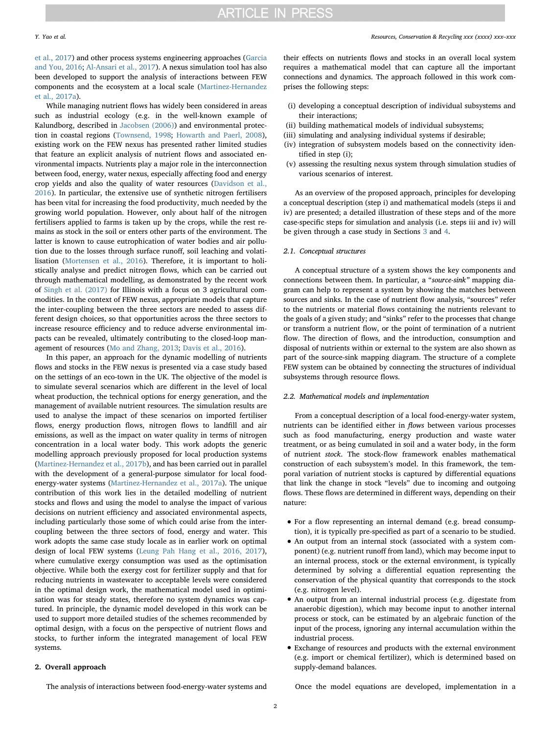et al., 2017) and other process systems engineering approaches (Garcia and You, 2016; Al-Ansari et al., 2017). A nexus simulation tool has also been developed to support the analysis of interactions between FEW components and the ecosystem at a local scale (Martinez-Hernandez et al., 2017a).

While managing nutrient flows has widely been considered in areas such as industrial ecology (e.g. in the well-known example of Kalundborg, described in Jacobsen (2006)) and environmental protection in coastal regions (Townsend, 1998; Howarth and Paerl, 2008), existing work on the FEW nexus has presented rather limited studies that feature an explicit analysis of nutrient flows and associated environmental impacts. Nutrients play a major role in the interconnection between food, energy, water nexus, especially affecting food and energy crop yields and also the quality of water resources (Davidson et al., 2016). In particular, the extensive use of synthetic nitrogen fertilisers has been vital for increasing the food productivity, much needed by the growing world population. However, only about half of the nitrogen fertilisers applied to farms is taken up by the crops, while the rest remains as stock in the soil or enters other parts of the environment. The latter is known to cause eutrophication of water bodies and air pollution due to the losses through surface runoff, soil leaching and volatilisation (Mortensen et al., 2016). Therefore, it is important to holistically analyse and predict nitrogen flows, which can be carried out through mathematical modelling, as demonstrated by the recent work of Singh et al. (2017) for Illinois with a focus on 3 agricultural commodities. In the context of FEW nexus, appropriate models that capture the inter-coupling between the three sectors are needed to assess different design choices, so that opportunities across the three sectors to increase resource efficiency and to reduce adverse environmental impacts can be revealed, ultimately contributing to the closed-loop management of resources (Mo and Zhang, 2013; Davis et al., 2016).

In this paper, an approach for the dynamic modelling of nutrients flows and stocks in the FEW nexus is presented via a case study based on the settings of an eco-town in the UK. The objective of the model is to simulate several scenarios which are different in the level of local wheat production, the technical options for energy generation, and the management of available nutrient resources. The simulation results are used to analyse the impact of these scenarios on imported fertiliser flows, energy production flows, nitrogen flows to landfill and air emissions, as well as the impact on water quality in terms of nitrogen concentration in a local water body. This work adopts the generic modelling approach previously proposed for local production systems (Martinez-Hernandez et al., 2017b), and has been carried out in parallel with the development of a general-purpose simulator for local food-energy-water systems (Martinez-Hernandez et al., 2017a). The unique contribution of this work lies in the detailed modelling of nutrient stocks and flows and using the model to analyse the impact of various decisions on nutrient efficiency and associated environmental aspects, including particularly those some of which could arise from the inter-coupling between the three sectors of food, energy and water. This work adopts the same case study locale as in earlier work on optimal design of local FEW systems (Leung Pah Hang et al., 2016, 2017), where cumulative exergy consumption was used as the optimisation objective. While both the exergy cost for fertilizer supply and that for reducing nutrients in wastewater to acceptable levels were considered in the optimal design work, the mathematical model used in optimisation was for steady states, therefore no system dynamics was captured. In principle, the dynamic model developed in this work can be used to support more detailed studies of the schemes recommended by optimal design, with a focus on the perspective of nutrient flows and stocks, to further inform the integrated management of local FEW systems.

## 2. Overall approach

The analysis of interactions between food-energy-water systems and their effects on nutrients flows and stocks in an overall local system requires a mathematical model that can capture all the important connections and dynamics. The approach followed in this work comprises the following steps:

- (i) developing a conceptual description of individual subsystems and their interactions;
- (ii) building mathematical models of individual subsystems;
- (iii) simulating and analysing individual systems if desirable;
- (iv) integration of subsystem models based on the connectivity identified in step (i);
- (v) assessing the resulting nexus system through simulation studies of various scenarios of interest.

As an overview of the proposed approach, principles for developing a conceptual description (step i) and mathematical models (steps ii and iv) are presented; a detailed illustration of these steps and of the more case-specific steps for simulation and analysis (i.e. steps iii and iv) will be given through a case study in Sections 3 and 4.

### 2.1. Conceptual structures

A conceptual structure of a system shows the key components and connections between them. In particular, a "*source-sink*" mapping diagram can help to represent a system by showing the matches between sources and sinks. In the case of nutrient flow analysis, "sources" refer to the nutrients or material flows containing the nutrients relevant to the goals of a given study; and "sinks" refer to the processes that change or transform a nutrient flow, or the point of termination of a nutrient flow. The direction of flows, and the introduction, consumption and disposal of nutrients within or external to the system are also shown as part of the source-sink mapping diagram. The structure of a complete FEW system can be obtained by connecting the structures of individual subsystems through resource flows.

### 2.2. Mathematical models and implementation

From a conceptual description of a local food-energy-water system, nutrients can be identified either in *flows* between various processes such as food manufacturing, energy production and waste water treatment, or as being cumulated in soil and a water body, in the form of nutrient *stock*. The stock-flow framework enables mathematical construction of each subsystem's model. In this framework, the temporal variation of nutrient stocks is captured by differential equations that link the change in stock "levels" due to incoming and outgoing flows. These flows are determined in different ways, depending on their nature:

- For a flow representing an internal demand (e.g. bread consumption), it is typically pre-specified as part of a scenario to be studied.
- An output from an internal stock (associated with a system component) (e.g. nitrogen runoff from land), which may become input to an internal process, stock or the external environment, is typically determined by solving a differential equation representing the conservation of the physical quantity that corresponds to the stock (e.g. nitrogen level).
- An output from an internal industrial process (e.g. digestate from anaerobic digestion), which may become input to another internal process or stock, can be estimated by an algebraic function of the input of the process, ignoring any internal accumulation within the industrial process.
- Exchange of resources and products with the external environment (e.g. import or chemical fertilizer), which is determined based on supply-demand balances.

Once the model equations are developed, implementation in a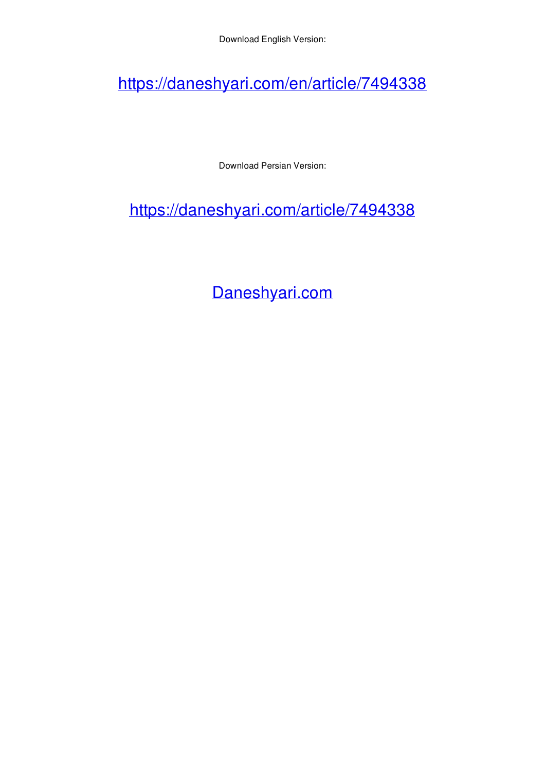Download English Version:

https://daneshyari.com/en/article/7494338

Download Persian Version:

https://daneshyari.com/article/7494338

Daneshyari.com